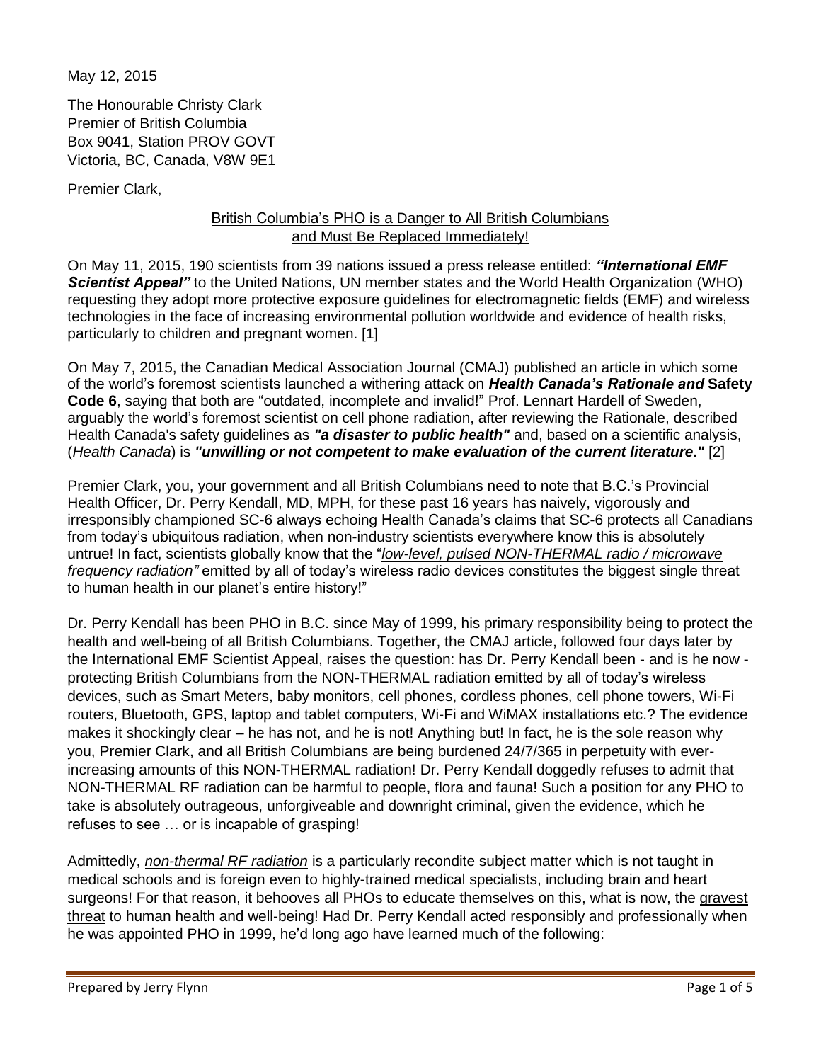May 12, 2015

The Honourable Christy Clark
Premier of British Columbia
Box 9041, Station PROV GOVT
Victoria, BC, Canada, V8W 9E1

Premier Clark,

<u>British Columbia's PHO is a Danger to All British Columbians</u>
<u>and Must Be Replaced Immediately!</u>

On May 11, 2015, 190 scientists from 39 nations issued a press release entitled: ***"International EMF Scientist Appeal"*** to the United Nations, UN member states and the World Health Organization (WHO) requesting they adopt more protective exposure guidelines for electromagnetic fields (EMF) and wireless technologies in the face of increasing environmental pollution worldwide and evidence of health risks, particularly to children and pregnant women. [1]

On May 7, 2015, the Canadian Medical Association Journal (CMAJ) published an article in which some of the world's foremost scientists launched a withering attack on ***Health Canada's Rationale and* Safety Code 6**, saying that both are "outdated, incomplete and invalid!" Prof. Lennart Hardell of Sweden, arguably the world's foremost scientist on cell phone radiation, after reviewing the Rationale, described Health Canada's safety guidelines as ***"a disaster to public health"*** and, based on a scientific analysis, (*Health Canada*) is ***"unwilling or not competent to make evaluation of the current literature."*** [2]

Premier Clark, you, your government and all British Columbians need to note that B.C.'s Provincial Health Officer, Dr. Perry Kendall, MD, MPH, for these past 16 years has naively, vigorously and irresponsibly championed SC-6 always echoing Health Canada's claims that SC-6 protects all Canadians from today's ubiquitous radiation, when non-industry scientists everywhere know this is absolutely untrue! In fact, scientists globally know that the "*<u>low-level, pulsed NON-THERMAL radio / microwave frequency radiation</u>"* emitted by all of today's wireless radio devices constitutes the biggest single threat to human health in our planet's entire history!"

Dr. Perry Kendall has been PHO in B.C. since May of 1999, his primary responsibility being to protect the health and well-being of all British Columbians. Together, the CMAJ article, followed four days later by the International EMF Scientist Appeal, raises the question: has Dr. Perry Kendall been - and is he now - protecting British Columbians from the NON-THERMAL radiation emitted by all of today's wireless devices, such as Smart Meters, baby monitors, cell phones, cordless phones, cell phone towers, Wi-Fi routers, Bluetooth, GPS, laptop and tablet computers, Wi-Fi and WiMAX installations etc.? The evidence makes it shockingly clear – he has not, and he is not! Anything but! In fact, he is the sole reason why you, Premier Clark, and all British Columbians are being burdened 24/7/365 in perpetuity with ever-increasing amounts of this NON-THERMAL radiation! Dr. Perry Kendall doggedly refuses to admit that NON-THERMAL RF radiation can be harmful to people, flora and fauna! Such a position for any PHO to take is absolutely outrageous, unforgiveable and downright criminal, given the evidence, which he refuses to see … or is incapable of grasping!

Admittedly, *<u>non-thermal RF radiation</u>* is a particularly recondite subject matter which is not taught in medical schools and is foreign even to highly-trained medical specialists, including brain and heart surgeons! For that reason, it behooves all PHOs to educate themselves on this, what is now, the <u>gravest threat</u> to human health and well-being! Had Dr. Perry Kendall acted responsibly and professionally when he was appointed PHO in 1999, he'd long ago have learned much of the following: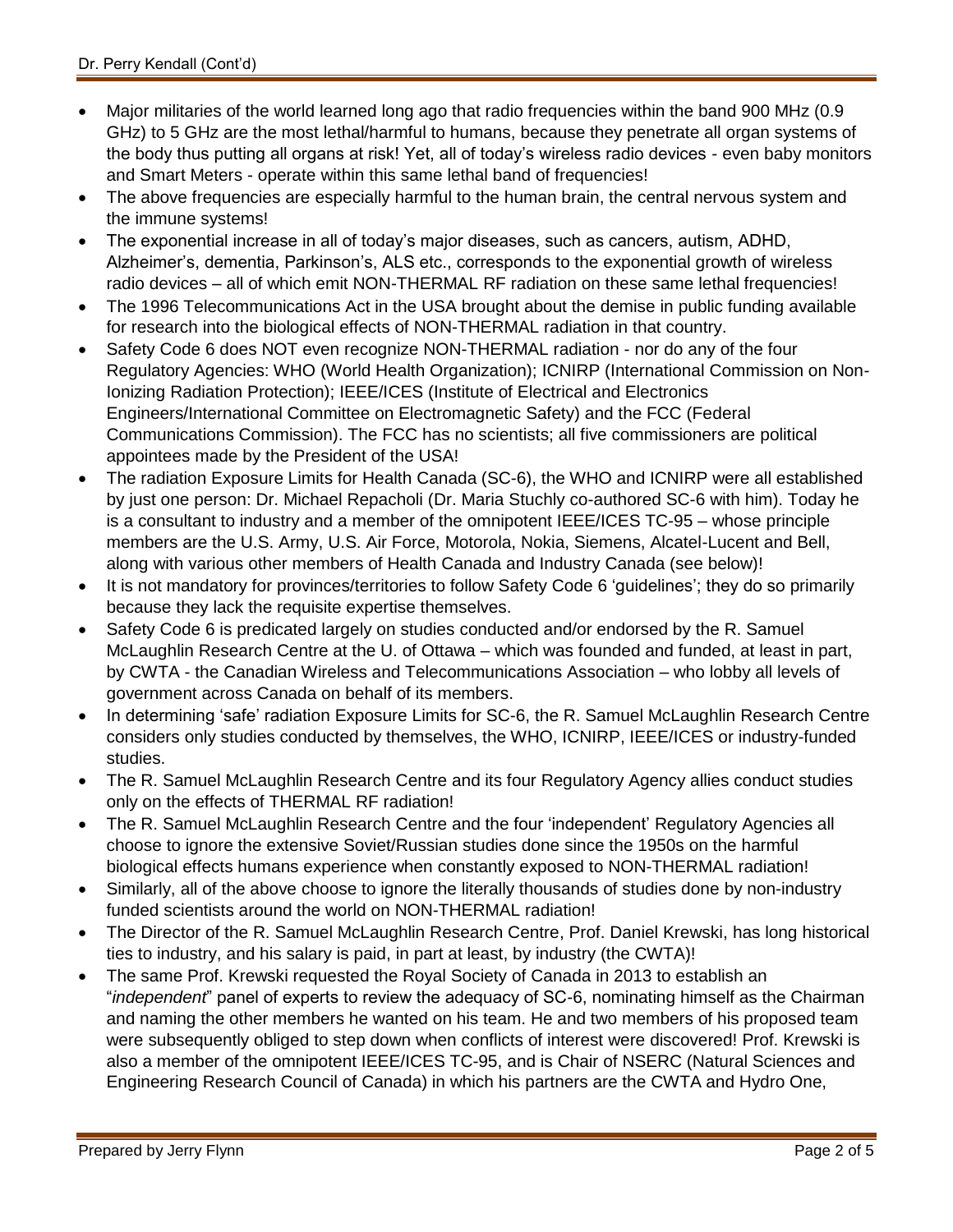- Major militaries of the world learned long ago that radio frequencies within the band 900 MHz (0.9 GHz) to 5 GHz are the most lethal/harmful to humans, because they penetrate all organ systems of the body thus putting all organs at risk! Yet, all of today's wireless radio devices - even baby monitors and Smart Meters - operate within this same lethal band of frequencies!
- The above frequencies are especially harmful to the human brain, the central nervous system and the immune systems!
- The exponential increase in all of today's major diseases, such as cancers, autism, ADHD, Alzheimer's, dementia, Parkinson's, ALS etc., corresponds to the exponential growth of wireless radio devices – all of which emit NON-THERMAL RF radiation on these same lethal frequencies!
- The 1996 Telecommunications Act in the USA brought about the demise in public funding available for research into the biological effects of NON-THERMAL radiation in that country.
- Safety Code 6 does NOT even recognize NON-THERMAL radiation - nor do any of the four Regulatory Agencies: WHO (World Health Organization); ICNIRP (International Commission on Non-Ionizing Radiation Protection); IEEE/ICES (Institute of Electrical and Electronics Engineers/International Committee on Electromagnetic Safety) and the FCC (Federal Communications Commission). The FCC has no scientists; all five commissioners are political appointees made by the President of the USA!
- The radiation Exposure Limits for Health Canada (SC-6), the WHO and ICNIRP were all established by just one person: Dr. Michael Repacholi (Dr. Maria Stuchly co-authored SC-6 with him). Today he is a consultant to industry and a member of the omnipotent IEEE/ICES TC-95 – whose principle members are the U.S. Army, U.S. Air Force, Motorola, Nokia, Siemens, Alcatel-Lucent and Bell, along with various other members of Health Canada and Industry Canada (see below)!
- It is not mandatory for provinces/territories to follow Safety Code 6 'guidelines'; they do so primarily because they lack the requisite expertise themselves.
- Safety Code 6 is predicated largely on studies conducted and/or endorsed by the R. Samuel McLaughlin Research Centre at the U. of Ottawa – which was founded and funded, at least in part, by CWTA - the Canadian Wireless and Telecommunications Association – who lobby all levels of government across Canada on behalf of its members.
- In determining 'safe' radiation Exposure Limits for SC-6, the R. Samuel McLaughlin Research Centre considers only studies conducted by themselves, the WHO, ICNIRP, IEEE/ICES or industry-funded studies.
- The R. Samuel McLaughlin Research Centre and its four Regulatory Agency allies conduct studies only on the effects of THERMAL RF radiation!
- The R. Samuel McLaughlin Research Centre and the four 'independent' Regulatory Agencies all choose to ignore the extensive Soviet/Russian studies done since the 1950s on the harmful biological effects humans experience when constantly exposed to NON-THERMAL radiation!
- Similarly, all of the above choose to ignore the literally thousands of studies done by non-industry funded scientists around the world on NON-THERMAL radiation!
- The Director of the R. Samuel McLaughlin Research Centre, Prof. Daniel Krewski, has long historical ties to industry, and his salary is paid, in part at least, by industry (the CWTA)!
- The same Prof. Krewski requested the Royal Society of Canada in 2013 to establish an "*independent*" panel of experts to review the adequacy of SC-6, nominating himself as the Chairman and naming the other members he wanted on his team. He and two members of his proposed team were subsequently obliged to step down when conflicts of interest were discovered! Prof. Krewski is also a member of the omnipotent IEEE/ICES TC-95, and is Chair of NSERC (Natural Sciences and Engineering Research Council of Canada) in which his partners are the CWTA and Hydro One,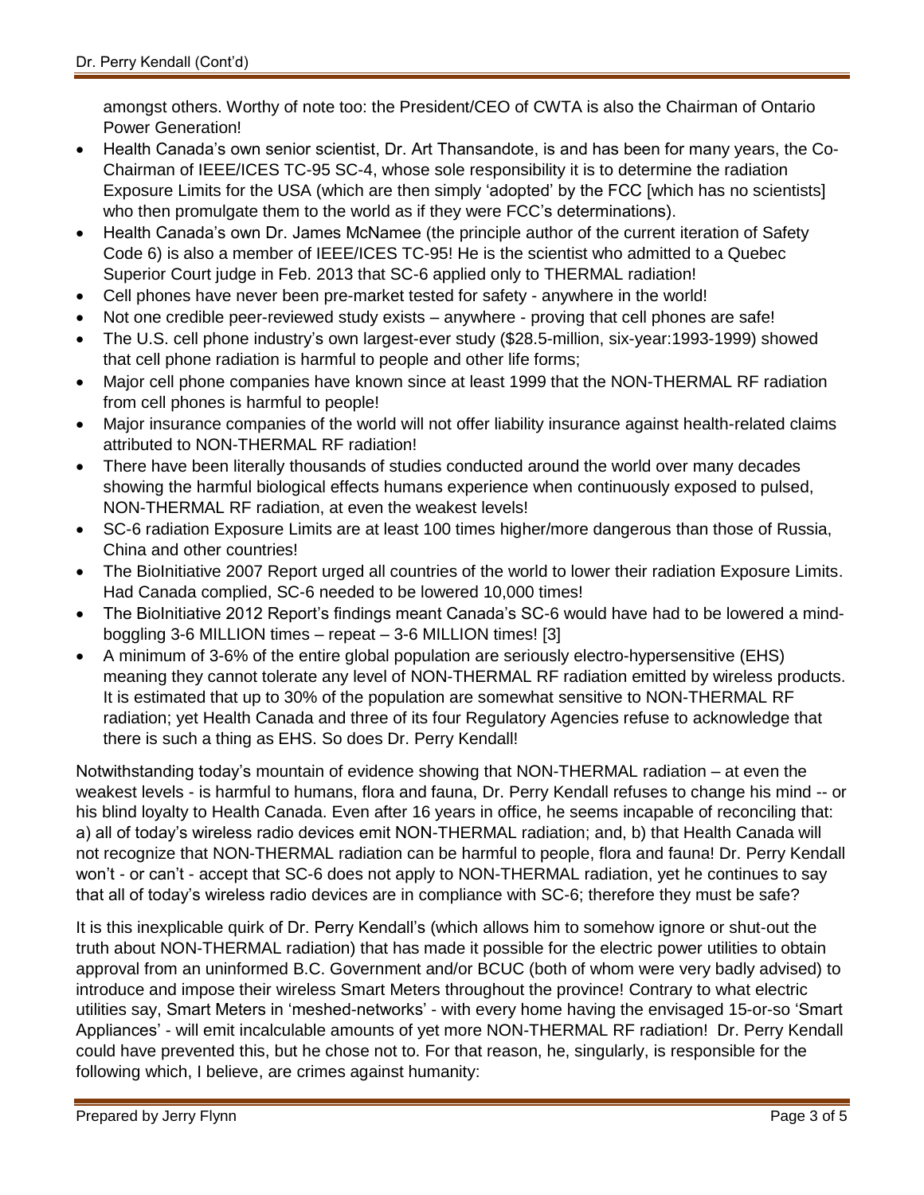amongst others. Worthy of note too: the President/CEO of CWTA is also the Chairman of Ontario Power Generation!

- Health Canada's own senior scientist, Dr. Art Thansandote, is and has been for many years, the Co-Chairman of IEEE/ICES TC-95 SC-4, whose sole responsibility it is to determine the radiation Exposure Limits for the USA (which are then simply 'adopted' by the FCC [which has no scientists] who then promulgate them to the world as if they were FCC's determinations).
- Health Canada's own Dr. James McNamee (the principle author of the current iteration of Safety Code 6) is also a member of IEEE/ICES TC-95! He is the scientist who admitted to a Quebec Superior Court judge in Feb. 2013 that SC-6 applied only to THERMAL radiation!
- Cell phones have never been pre-market tested for safety - anywhere in the world!
- Not one credible peer-reviewed study exists – anywhere - proving that cell phones are safe!
- The U.S. cell phone industry's own largest-ever study ($28.5-million, six-year:1993-1999) showed that cell phone radiation is harmful to people and other life forms;
- Major cell phone companies have known since at least 1999 that the NON-THERMAL RF radiation from cell phones is harmful to people!
- Major insurance companies of the world will not offer liability insurance against health-related claims attributed to NON-THERMAL RF radiation!
- There have been literally thousands of studies conducted around the world over many decades showing the harmful biological effects humans experience when continuously exposed to pulsed, NON-THERMAL RF radiation, at even the weakest levels!
- SC-6 radiation Exposure Limits are at least 100 times higher/more dangerous than those of Russia, China and other countries!
- The BioInitiative 2007 Report urged all countries of the world to lower their radiation Exposure Limits. Had Canada complied, SC-6 needed to be lowered 10,000 times!
- The BioInitiative 2012 Report's findings meant Canada's SC-6 would have had to be lowered a mind-boggling 3-6 MILLION times – repeat – 3-6 MILLION times! [3]
- A minimum of 3-6% of the entire global population are seriously electro-hypersensitive (EHS) meaning they cannot tolerate any level of NON-THERMAL RF radiation emitted by wireless products. It is estimated that up to 30% of the population are somewhat sensitive to NON-THERMAL RF radiation; yet Health Canada and three of its four Regulatory Agencies refuse to acknowledge that there is such a thing as EHS. So does Dr. Perry Kendall!

Notwithstanding today's mountain of evidence showing that NON-THERMAL radiation – at even the weakest levels - is harmful to humans, flora and fauna, Dr. Perry Kendall refuses to change his mind -- or his blind loyalty to Health Canada. Even after 16 years in office, he seems incapable of reconciling that: a) all of today's wireless radio devices emit NON-THERMAL radiation; and, b) that Health Canada will not recognize that NON-THERMAL radiation can be harmful to people, flora and fauna! Dr. Perry Kendall won't - or can't - accept that SC-6 does not apply to NON-THERMAL radiation, yet he continues to say that all of today's wireless radio devices are in compliance with SC-6; therefore they must be safe?

It is this inexplicable quirk of Dr. Perry Kendall's (which allows him to somehow ignore or shut-out the truth about NON-THERMAL radiation) that has made it possible for the electric power utilities to obtain approval from an uninformed B.C. Government and/or BCUC (both of whom were very badly advised) to introduce and impose their wireless Smart Meters throughout the province! Contrary to what electric utilities say, Smart Meters in 'meshed-networks' - with every home having the envisaged 15-or-so 'Smart Appliances' - will emit incalculable amounts of yet more NON-THERMAL RF radiation! Dr. Perry Kendall could have prevented this, but he chose not to. For that reason, he, singularly, is responsible for the following which, I believe, are crimes against humanity: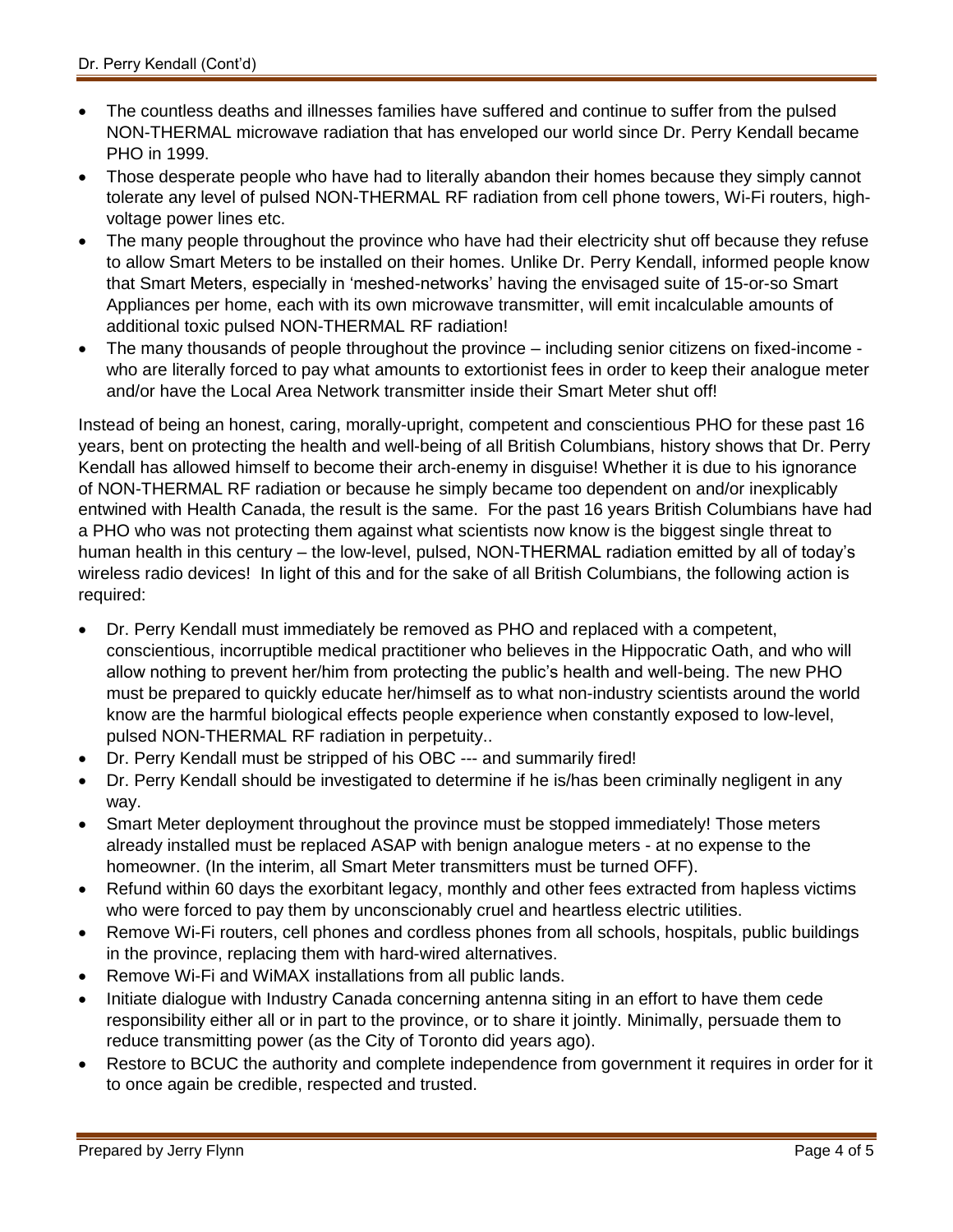- The countless deaths and illnesses families have suffered and continue to suffer from the pulsed NON-THERMAL microwave radiation that has enveloped our world since Dr. Perry Kendall became PHO in 1999.
- Those desperate people who have had to literally abandon their homes because they simply cannot tolerate any level of pulsed NON-THERMAL RF radiation from cell phone towers, Wi-Fi routers, high-voltage power lines etc.
- The many people throughout the province who have had their electricity shut off because they refuse to allow Smart Meters to be installed on their homes. Unlike Dr. Perry Kendall, informed people know that Smart Meters, especially in 'meshed-networks' having the envisaged suite of 15-or-so Smart Appliances per home, each with its own microwave transmitter, will emit incalculable amounts of additional toxic pulsed NON-THERMAL RF radiation!
- The many thousands of people throughout the province – including senior citizens on fixed-income - who are literally forced to pay what amounts to extortionist fees in order to keep their analogue meter and/or have the Local Area Network transmitter inside their Smart Meter shut off!

Instead of being an honest, caring, morally-upright, competent and conscientious PHO for these past 16 years, bent on protecting the health and well-being of all British Columbians, history shows that Dr. Perry Kendall has allowed himself to become their arch-enemy in disguise! Whether it is due to his ignorance of NON-THERMAL RF radiation or because he simply became too dependent on and/or inexplicably entwined with Health Canada, the result is the same. For the past 16 years British Columbians have had a PHO who was not protecting them against what scientists now know is the biggest single threat to human health in this century – the low-level, pulsed, NON-THERMAL radiation emitted by all of today's wireless radio devices! In light of this and for the sake of all British Columbians, the following action is required:

- Dr. Perry Kendall must immediately be removed as PHO and replaced with a competent, conscientious, incorruptible medical practitioner who believes in the Hippocratic Oath, and who will allow nothing to prevent her/him from protecting the public's health and well-being. The new PHO must be prepared to quickly educate her/himself as to what non-industry scientists around the world know are the harmful biological effects people experience when constantly exposed to low-level, pulsed NON-THERMAL RF radiation in perpetuity..
- Dr. Perry Kendall must be stripped of his OBC --- and summarily fired!
- Dr. Perry Kendall should be investigated to determine if he is/has been criminally negligent in any way.
- Smart Meter deployment throughout the province must be stopped immediately! Those meters already installed must be replaced ASAP with benign analogue meters - at no expense to the homeowner. (In the interim, all Smart Meter transmitters must be turned OFF).
- Refund within 60 days the exorbitant legacy, monthly and other fees extracted from hapless victims who were forced to pay them by unconscionably cruel and heartless electric utilities.
- Remove Wi-Fi routers, cell phones and cordless phones from all schools, hospitals, public buildings in the province, replacing them with hard-wired alternatives.
- Remove Wi-Fi and WiMAX installations from all public lands.
- Initiate dialogue with Industry Canada concerning antenna siting in an effort to have them cede responsibility either all or in part to the province, or to share it jointly. Minimally, persuade them to reduce transmitting power (as the City of Toronto did years ago).
- Restore to BCUC the authority and complete independence from government it requires in order for it to once again be credible, respected and trusted.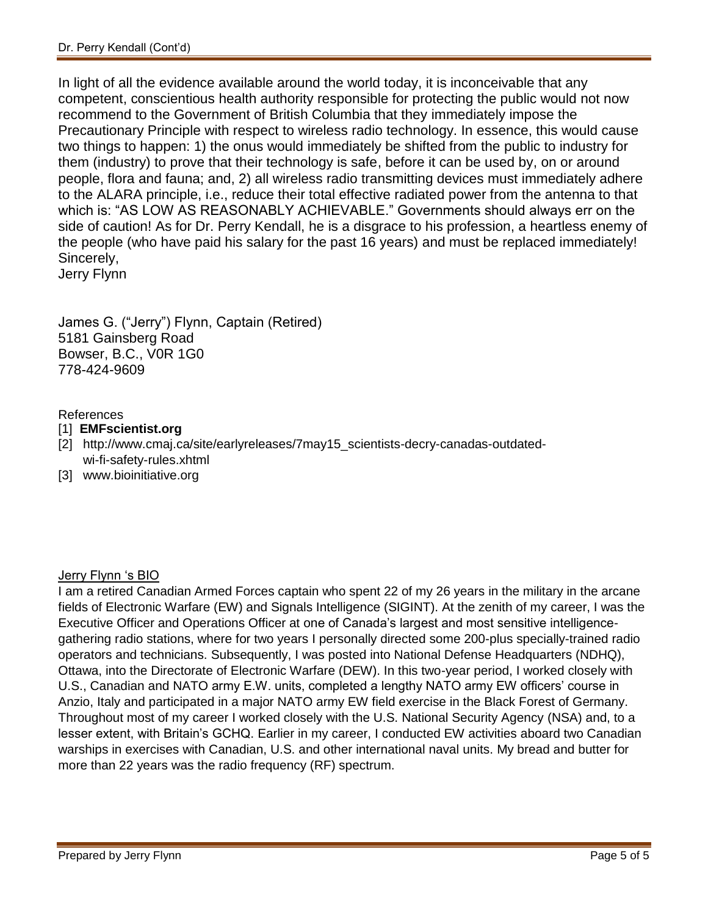In light of all the evidence available around the world today, it is inconceivable that any competent, conscientious health authority responsible for protecting the public would not now recommend to the Government of British Columbia that they immediately impose the Precautionary Principle with respect to wireless radio technology. In essence, this would cause two things to happen: 1) the onus would immediately be shifted from the public to industry for them (industry) to prove that their technology is safe, before it can be used by, on or around people, flora and fauna; and, 2) all wireless radio transmitting devices must immediately adhere to the ALARA principle, i.e., reduce their total effective radiated power from the antenna to that which is: "AS LOW AS REASONABLY ACHIEVABLE." Governments should always err on the side of caution! As for Dr. Perry Kendall, he is a disgrace to his profession, a heartless enemy of the people (who have paid his salary for the past 16 years) and must be replaced immediately!

Sincerely,

Jerry Flynn

James G. ("Jerry") Flynn, Captain (Retired)
5181 Gainsberg Road
Bowser, B.C., V0R 1G0
778-424-9609

References

[1] **EMFscientist.org**

[2] http://www.cmaj.ca/site/earlyreleases/7may15_scientists-decry-canadas-outdated-wi-fi-safety-rules.xhtml

[3] www.bioinitiative.org

<u>Jerry Flynn 's BIO</u>

I am a retired Canadian Armed Forces captain who spent 22 of my 26 years in the military in the arcane fields of Electronic Warfare (EW) and Signals Intelligence (SIGINT). At the zenith of my career, I was the Executive Officer and Operations Officer at one of Canada's largest and most sensitive intelligence-gathering radio stations, where for two years I personally directed some 200-plus specially-trained radio operators and technicians. Subsequently, I was posted into National Defense Headquarters (NDHQ), Ottawa, into the Directorate of Electronic Warfare (DEW). In this two-year period, I worked closely with U.S., Canadian and NATO army E.W. units, completed a lengthy NATO army EW officers' course in Anzio, Italy and participated in a major NATO army EW field exercise in the Black Forest of Germany. Throughout most of my career I worked closely with the U.S. National Security Agency (NSA) and, to a lesser extent, with Britain's GCHQ. Earlier in my career, I conducted EW activities aboard two Canadian warships in exercises with Canadian, U.S. and other international naval units. My bread and butter for more than 22 years was the radio frequency (RF) spectrum.